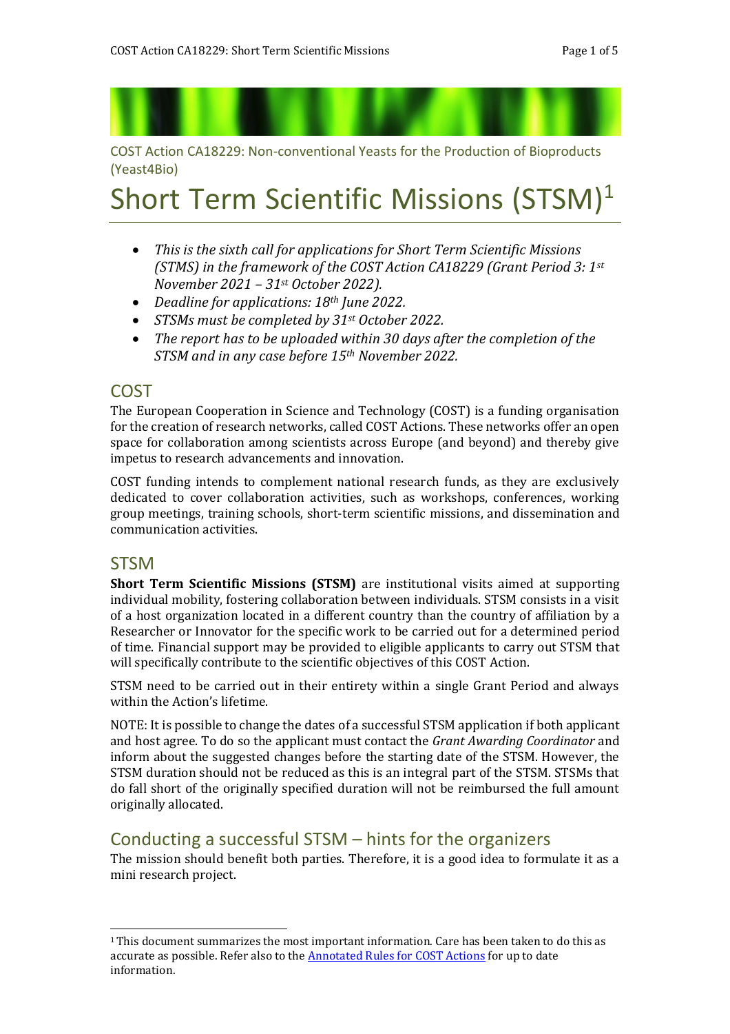COST Action CA18229: Non-conventional Yeasts for the Production of Bioproducts (Yeast4Bio)

# Short Term Scientific Missions (STSM)[1]

- *This is the sixth call for applications for Short Term Scientific Missions (STMS) in the framework of the COST Action CA18229 (Grant Period 3: 1st November 2021 – 31st October 2022).*
- *Deadline for applications: 18th June 2022.*
- *STSMs must be completed by 31st October 2022.*
- *The report has to be uploaded within 30 days after the completion of the STSM and in any case before 15th November 2022.*

## COST

The European Cooperation in Science and Technology (COST) is a funding organisation for the creation of research networks, called COST Actions. These networks offer an open space for collaboration among scientists across Europe (and beyond) and thereby give impetus to research advancements and innovation.

COST funding intends to complement national research funds, as they are exclusively dedicated to cover collaboration activities, such as workshops, conferences, working group meetings, training schools, short-term scientific missions, and dissemination and communication activities.

## STSM

**Short Term Scientific Missions (STSM)** are institutional visits aimed at supporting individual mobility, fostering collaboration between individuals. STSM consists in a visit of a host organization located in a different country than the country of affiliation by a Researcher or Innovator for the specific work to be carried out for a determined period of time. Financial support may be provided to eligible applicants to carry out STSM that will specifically contribute to the scientific objectives of this COST Action.

STSM need to be carried out in their entirety within a single Grant Period and always within the Action's lifetime.

NOTE: It is possible to change the dates of a successful STSM application if both applicant and host agree. To do so the applicant must contact the *Grant Awarding Coordinator* and inform about the suggested changes before the starting date of the STSM. However, the STSM duration should not be reduced as this is an integral part of the STSM. STSMs that do fall short of the originally specified duration will not be reimbursed the full amount originally allocated.

## Conducting a successful STSM – hints for the organizers

The mission should benefit both parties. Therefore, it is a good idea to formulate it as a mini research project.

---

[1] This document summarizes the most important information. Care has been taken to do this as accurate as possible. Refer also to the Annotated Rules for COST Actions for up to date information.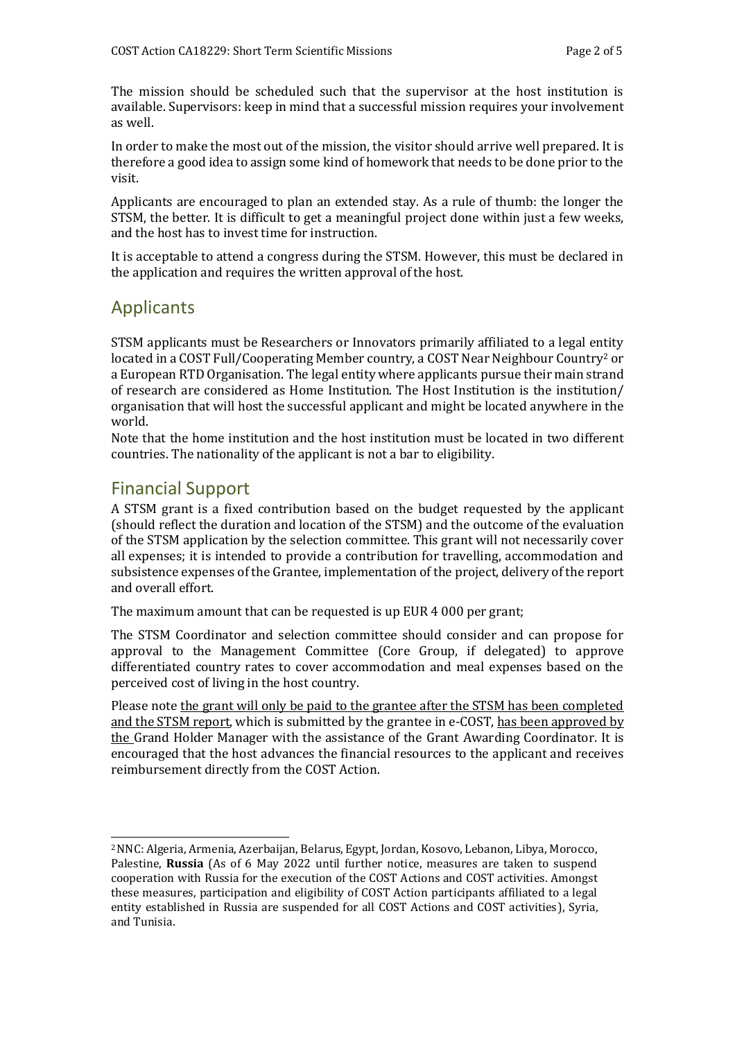The mission should be scheduled such that the supervisor at the host institution is available. Supervisors: keep in mind that a successful mission requires your involvement as well.

In order to make the most out of the mission, the visitor should arrive well prepared. It is therefore a good idea to assign some kind of homework that needs to be done prior to the visit.

Applicants are encouraged to plan an extended stay. As a rule of thumb: the longer the STSM, the better. It is difficult to get a meaningful project done within just a few weeks, and the host has to invest time for instruction.

It is acceptable to attend a congress during the STSM. However, this must be declared in the application and requires the written approval of the host.

## Applicants

STSM applicants must be Researchers or Innovators primarily affiliated to a legal entity located in a COST Full/Cooperating Member country, a COST Near Neighbour Country[2] or a European RTD Organisation. The legal entity where applicants pursue their main strand of research are considered as Home Institution. The Host Institution is the institution/ organisation that will host the successful applicant and might be located anywhere in the world.

Note that the home institution and the host institution must be located in two different countries. The nationality of the applicant is not a bar to eligibility.

## Financial Support

A STSM grant is a fixed contribution based on the budget requested by the applicant (should reflect the duration and location of the STSM) and the outcome of the evaluation of the STSM application by the selection committee. This grant will not necessarily cover all expenses; it is intended to provide a contribution for travelling, accommodation and subsistence expenses of the Grantee, implementation of the project, delivery of the report and overall effort.

The maximum amount that can be requested is up EUR 4 000 per grant;

The STSM Coordinator and selection committee should consider and can propose for approval to the Management Committee (Core Group, if delegated) to approve differentiated country rates to cover accommodation and meal expenses based on the perceived cost of living in the host country.

Please note <u>the grant will only be paid to the grantee after the STSM has been completed and the STSM report</u>, which is submitted by the grantee in e-COST, <u>has been approved by the</u> Grand Holder Manager with the assistance of the Grant Awarding Coordinator. It is encouraged that the host advances the financial resources to the applicant and receives reimbursement directly from the COST Action.

---

[2] NNC: Algeria, Armenia, Azerbaijan, Belarus, Egypt, Jordan, Kosovo, Lebanon, Libya, Morocco, Palestine, **Russia** (As of 6 May 2022 until further notice, measures are taken to suspend cooperation with Russia for the execution of the COST Actions and COST activities. Amongst these measures, participation and eligibility of COST Action participants affiliated to a legal entity established in Russia are suspended for all COST Actions and COST activities), Syria, and Tunisia.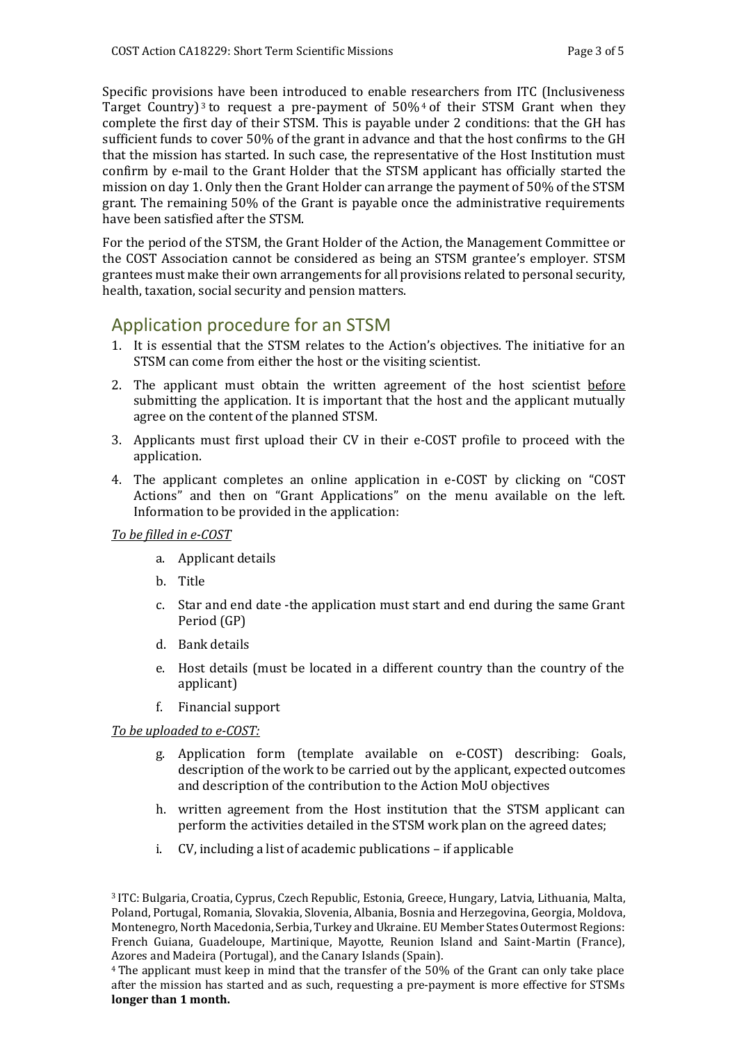Specific provisions have been introduced to enable researchers from ITC (Inclusiveness Target Country)[3] to request a pre-payment of 50%[4] of their STSM Grant when they complete the first day of their STSM. This is payable under 2 conditions: that the GH has sufficient funds to cover 50% of the grant in advance and that the host confirms to the GH that the mission has started. In such case, the representative of the Host Institution must confirm by e-mail to the Grant Holder that the STSM applicant has officially started the mission on day 1. Only then the Grant Holder can arrange the payment of 50% of the STSM grant. The remaining 50% of the Grant is payable once the administrative requirements have been satisfied after the STSM.

For the period of the STSM, the Grant Holder of the Action, the Management Committee or the COST Association cannot be considered as being an STSM grantee's employer. STSM grantees must make their own arrangements for all provisions related to personal security, health, taxation, social security and pension matters.

## Application procedure for an STSM

1. It is essential that the STSM relates to the Action's objectives. The initiative for an STSM can come from either the host or the visiting scientist.
2. The applicant must obtain the written agreement of the host scientist before submitting the application. It is important that the host and the applicant mutually agree on the content of the planned STSM.
3. Applicants must first upload their CV in their e-COST profile to proceed with the application.
4. The applicant completes an online application in e-COST by clicking on "COST Actions" and then on "Grant Applications" on the menu available on the left. Information to be provided in the application:

*To be filled in e-COST*

   a. Applicant details
   b. Title
   c. Star and end date -the application must start and end during the same Grant Period (GP)
   d. Bank details
   e. Host details (must be located in a different country than the country of the applicant)
   f. Financial support

*To be uploaded to e-COST:*

   g. Application form (template available on e-COST) describing: Goals, description of the work to be carried out by the applicant, expected outcomes and description of the contribution to the Action MoU objectives
   h. written agreement from the Host institution that the STSM applicant can perform the activities detailed in the STSM work plan on the agreed dates;
   i. CV, including a list of academic publications – if applicable

[3] ITC: Bulgaria, Croatia, Cyprus, Czech Republic, Estonia, Greece, Hungary, Latvia, Lithuania, Malta, Poland, Portugal, Romania, Slovakia, Slovenia, Albania, Bosnia and Herzegovina, Georgia, Moldova, Montenegro, North Macedonia, Serbia, Turkey and Ukraine. EU Member States Outermost Regions: French Guiana, Guadeloupe, Martinique, Mayotte, Reunion Island and Saint-Martin (France), Azores and Madeira (Portugal), and the Canary Islands (Spain).

[4] The applicant must keep in mind that the transfer of the 50% of the Grant can only take place after the mission has started and as such, requesting a pre-payment is more effective for STSMs **longer than 1 month.**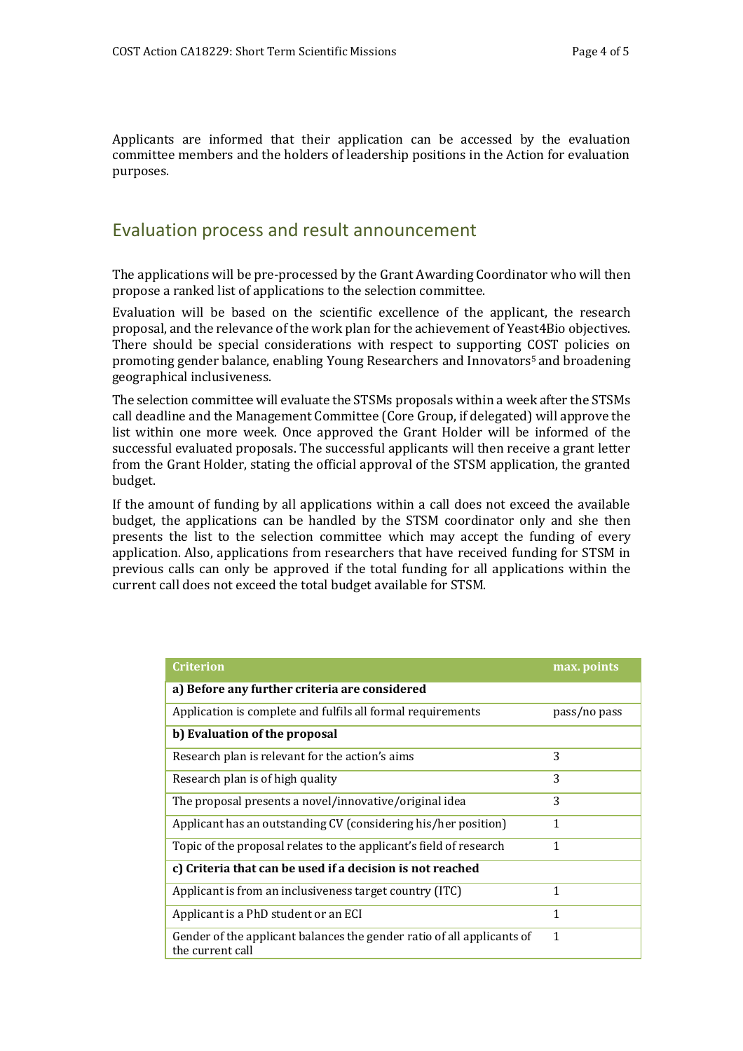Applicants are informed that their application can be accessed by the evaluation committee members and the holders of leadership positions in the Action for evaluation purposes.

## Evaluation process and result announcement

The applications will be pre-processed by the Grant Awarding Coordinator who will then propose a ranked list of applications to the selection committee.

Evaluation will be based on the scientific excellence of the applicant, the research proposal, and the relevance of the work plan for the achievement of Yeast4Bio objectives. There should be special considerations with respect to supporting COST policies on promoting gender balance, enabling Young Researchers and Innovators[5] and broadening geographical inclusiveness.

The selection committee will evaluate the STSMs proposals within a week after the STSMs call deadline and the Management Committee (Core Group, if delegated) will approve the list within one more week. Once approved the Grant Holder will be informed of the successful evaluated proposals. The successful applicants will then receive a grant letter from the Grant Holder, stating the official approval of the STSM application, the granted budget.

If the amount of funding by all applications within a call does not exceed the available budget, the applications can be handled by the STSM coordinator only and she then presents the list to the selection committee which may accept the funding of every application. Also, applications from researchers that have received funding for STSM in previous calls can only be approved if the total funding for all applications within the current call does not exceed the total budget available for STSM.

| Criterion | max. points |
|---|---|
| **a) Before any further criteria are considered** | |
| Application is complete and fulfils all formal requirements | pass/no pass |
| **b) Evaluation of the proposal** | |
| Research plan is relevant for the action's aims | 3 |
| Research plan is of high quality | 3 |
| The proposal presents a novel/innovative/original idea | 3 |
| Applicant has an outstanding CV (considering his/her position) | 1 |
| Topic of the proposal relates to the applicant's field of research | 1 |
| **c) Criteria that can be used if a decision is not reached** | |
| Applicant is from an inclusiveness target country (ITC) | 1 |
| Applicant is a PhD student or an ECI | 1 |
| Gender of the applicant balances the gender ratio of all applicants of the current call | 1 |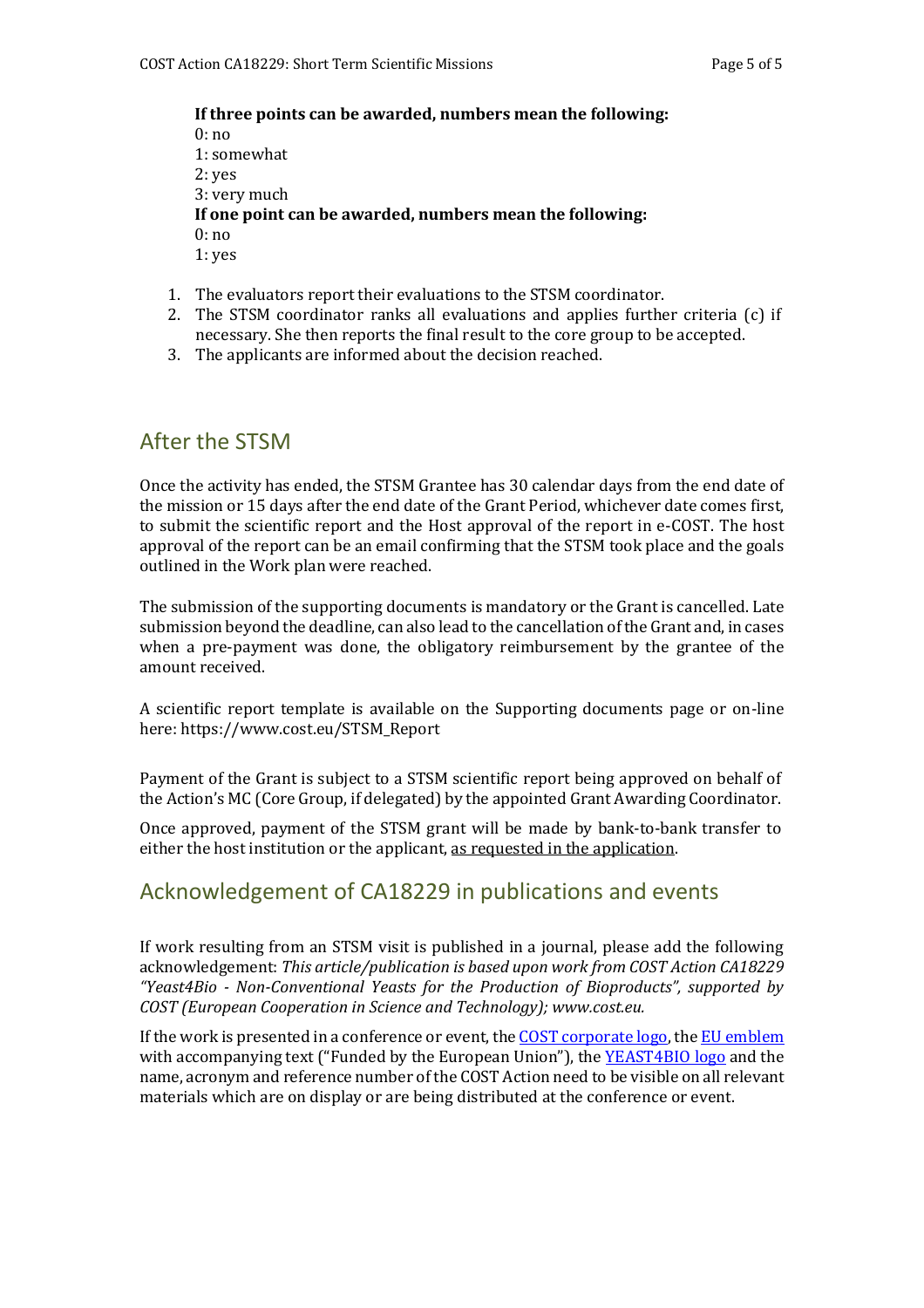**If three points can be awarded, numbers mean the following:**
0: no
1: somewhat
2: yes
3: very much
**If one point can be awarded, numbers mean the following:**
0: no
1: yes

1. The evaluators report their evaluations to the STSM coordinator.
2. The STSM coordinator ranks all evaluations and applies further criteria (c) if necessary. She then reports the final result to the core group to be accepted.
3. The applicants are informed about the decision reached.

## After the STSM

Once the activity has ended, the STSM Grantee has 30 calendar days from the end date of the mission or 15 days after the end date of the Grant Period, whichever date comes first, to submit the scientific report and the Host approval of the report in e-COST. The host approval of the report can be an email confirming that the STSM took place and the goals outlined in the Work plan were reached.

The submission of the supporting documents is mandatory or the Grant is cancelled. Late submission beyond the deadline, can also lead to the cancellation of the Grant and, in cases when a pre-payment was done, the obligatory reimbursement by the grantee of the amount received.

A scientific report template is available on the Supporting documents page or on-line here: https://www.cost.eu/STSM_Report

Payment of the Grant is subject to a STSM scientific report being approved on behalf of the Action's MC (Core Group, if delegated) by the appointed Grant Awarding Coordinator.

Once approved, payment of the STSM grant will be made by bank-to-bank transfer to either the host institution or the applicant, as requested in the application.

## Acknowledgement of CA18229 in publications and events

If work resulting from an STSM visit is published in a journal, please add the following acknowledgement: *This article/publication is based upon work from COST Action CA18229 "Yeast4Bio - Non-Conventional Yeasts for the Production of Bioproducts", supported by COST (European Cooperation in Science and Technology); www.cost.eu.*

If the work is presented in a conference or event, the COST corporate logo, the EU emblem with accompanying text ("Funded by the European Union"), the YEAST4BIO logo and the name, acronym and reference number of the COST Action need to be visible on all relevant materials which are on display or are being distributed at the conference or event.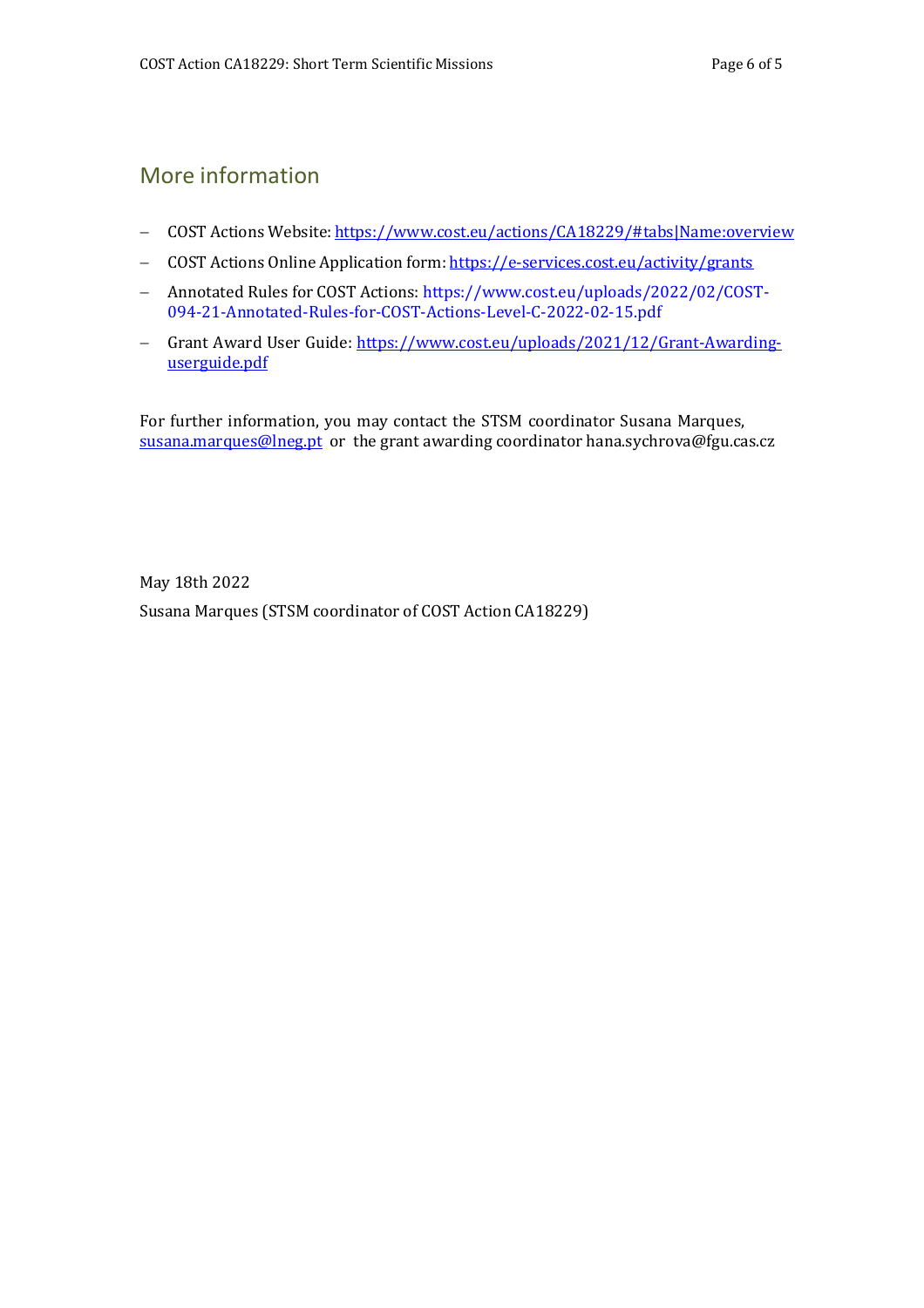## More information

- COST Actions Website: https://www.cost.eu/actions/CA18229/#tabs|Name:overview
- COST Actions Online Application form: https://e-services.cost.eu/activity/grants
- Annotated Rules for COST Actions: https://www.cost.eu/uploads/2022/02/COST-094-21-Annotated-Rules-for-COST-Actions-Level-C-2022-02-15.pdf
- Grant Award User Guide: https://www.cost.eu/uploads/2021/12/Grant-Awarding-userguide.pdf

For further information, you may contact the STSM coordinator Susana Marques, susana.marques@lneg.pt or the grant awarding coordinator hana.sychrova@fgu.cas.cz

May 18th 2022

Susana Marques (STSM coordinator of COST Action CA18229)